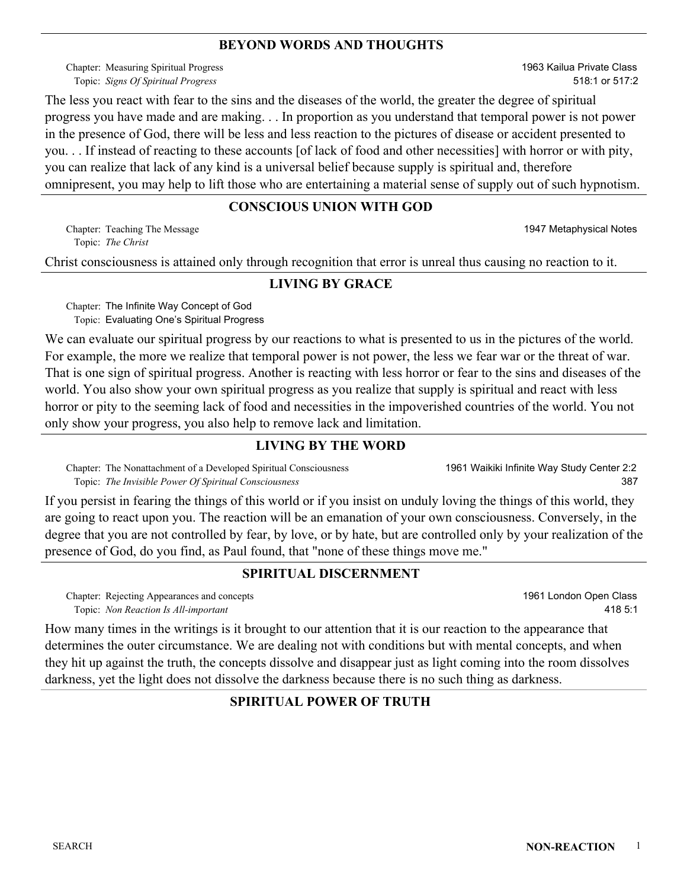## BEYOND WORDS AND THOUGHTS

Chapter: Measuring Spiritual Progress
Topic: *Signs Of Spiritual Progress*

1963 Kailua Private Class
518:1 or 517:2

The less you react with fear to the sins and the diseases of the world, the greater the degree of spiritual progress you have made and are making. . . In proportion as you understand that temporal power is not power in the presence of God, there will be less and less reaction to the pictures of disease or accident presented to you. . . If instead of reacting to these accounts [of lack of food and other necessities] with horror or with pity, you can realize that lack of any kind is a universal belief because supply is spiritual and, therefore omnipresent, you may help to lift those who are entertaining a material sense of supply out of such hypnotism.

## CONSCIOUS UNION WITH GOD

Chapter: Teaching The Message
Topic: *The Christ*

1947 Metaphysical Notes

Christ consciousness is attained only through recognition that error is unreal thus causing no reaction to it.

## LIVING BY GRACE

Chapter: The Infinite Way Concept of God
Topic: Evaluating One's Spiritual Progress

We can evaluate our spiritual progress by our reactions to what is presented to us in the pictures of the world. For example, the more we realize that temporal power is not power, the less we fear war or the threat of war. That is one sign of spiritual progress. Another is reacting with less horror or fear to the sins and diseases of the world. You also show your own spiritual progress as you realize that supply is spiritual and react with less horror or pity to the seeming lack of food and necessities in the impoverished countries of the world. You not only show your progress, you also help to remove lack and limitation.

## LIVING BY THE WORD

Chapter: The Nonattachment of a Developed Spiritual Consciousness
Topic: *The Invisible Power Of Spiritual Consciousness*

1961 Waikiki Infinite Way Study Center 2:2
387

If you persist in fearing the things of this world or if you insist on unduly loving the things of this world, they are going to react upon you. The reaction will be an emanation of your own consciousness. Conversely, in the degree that you are not controlled by fear, by love, or by hate, but are controlled only by your realization of the presence of God, do you find, as Paul found, that "none of these things move me."

## SPIRITUAL DISCERNMENT

Chapter: Rejecting Appearances and concepts
Topic: *Non Reaction Is All-important*

1961 London Open Class
418 5:1

How many times in the writings is it brought to our attention that it is our reaction to the appearance that determines the outer circumstance. We are dealing not with conditions but with mental concepts, and when they hit up against the truth, the concepts dissolve and disappear just as light coming into the room dissolves darkness, yet the light does not dissolve the darkness because there is no such thing as darkness.

## SPIRITUAL POWER OF TRUTH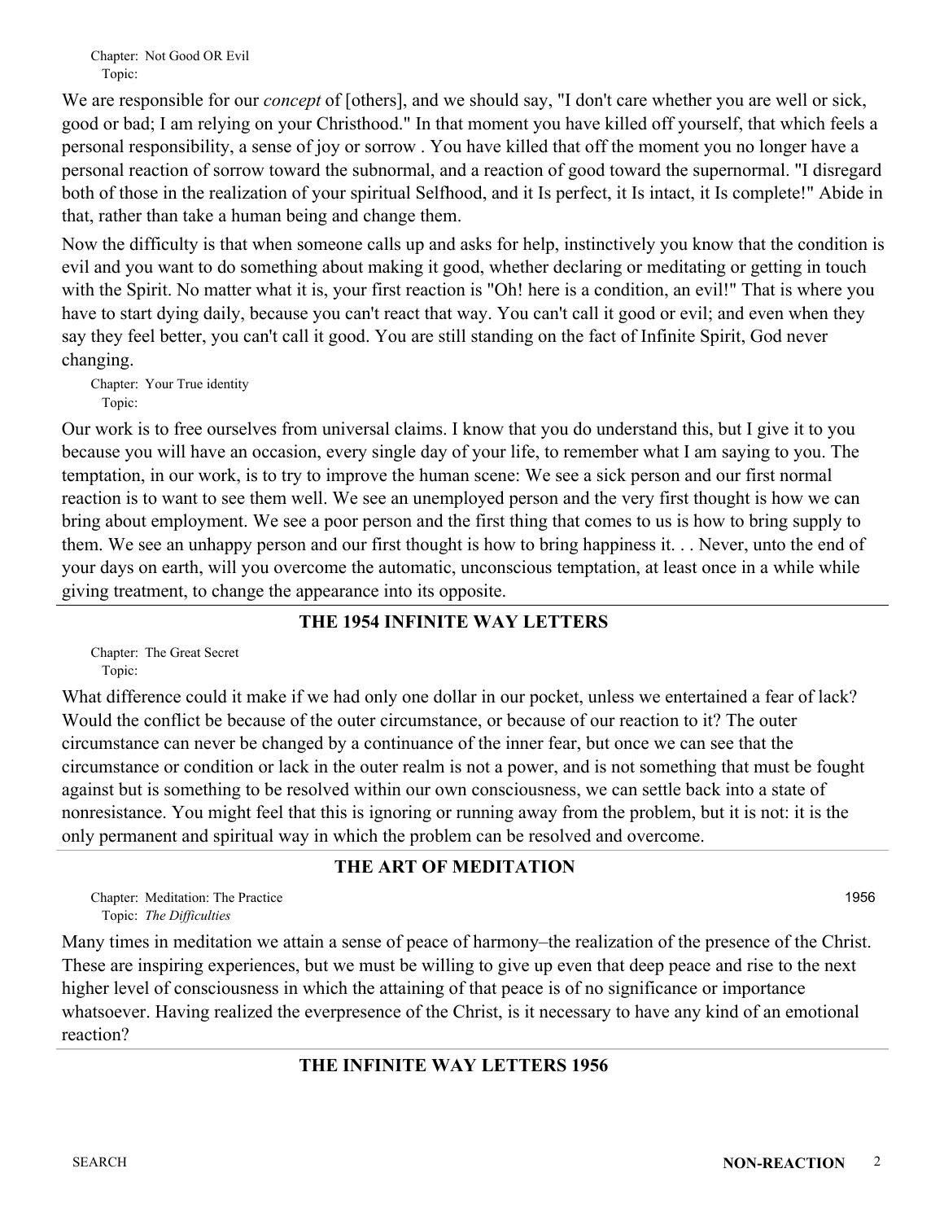Chapter: Not Good OR Evil
Topic:

We are responsible for our *concept* of [others], and we should say, "I don't care whether you are well or sick, good or bad; I am relying on your Christhood." In that moment you have killed off yourself, that which feels a personal responsibility, a sense of joy or sorrow . You have killed that off the moment you no longer have a personal reaction of sorrow toward the subnormal, and a reaction of good toward the supernormal. "I disregard both of those in the realization of your spiritual Selfhood, and it Is perfect, it Is intact, it Is complete!" Abide in that, rather than take a human being and change them.

Now the difficulty is that when someone calls up and asks for help, instinctively you know that the condition is evil and you want to do something about making it good, whether declaring or meditating or getting in touch with the Spirit. No matter what it is, your first reaction is "Oh! here is a condition, an evil!" That is where you have to start dying daily, because you can't react that way. You can't call it good or evil; and even when they say they feel better, you can't call it good. You are still standing on the fact of Infinite Spirit, God never changing.

Chapter: Your True identity
Topic:

Our work is to free ourselves from universal claims. I know that you do understand this, but I give it to you because you will have an occasion, every single day of your life, to remember what I am saying to you. The temptation, in our work, is to try to improve the human scene: We see a sick person and our first normal reaction is to want to see them well. We see an unemployed person and the very first thought is how we can bring about employment. We see a poor person and the first thing that comes to us is how to bring supply to them. We see an unhappy person and our first thought is how to bring happiness it. . . Never, unto the end of your days on earth, will you overcome the automatic, unconscious temptation, at least once in a while while giving treatment, to change the appearance into its opposite.

## THE 1954 INFINITE WAY LETTERS

Chapter: The Great Secret
Topic:

What difference could it make if we had only one dollar in our pocket, unless we entertained a fear of lack? Would the conflict be because of the outer circumstance, or because of our reaction to it? The outer circumstance can never be changed by a continuance of the inner fear, but once we can see that the circumstance or condition or lack in the outer realm is not a power, and is not something that must be fought against but is something to be resolved within our own consciousness, we can settle back into a state of nonresistance. You might feel that this is ignoring or running away from the problem, but it is not: it is the only permanent and spiritual way in which the problem can be resolved and overcome.

## THE ART OF MEDITATION

Chapter: Meditation: The Practice — 1956
Topic: *The Difficulties*

Many times in meditation we attain a sense of peace of harmony–the realization of the presence of the Christ. These are inspiring experiences, but we must be willing to give up even that deep peace and rise to the next higher level of consciousness in which the attaining of that peace is of no significance or importance whatsoever. Having realized the everpresence of the Christ, is it necessary to have any kind of an emotional reaction?

## THE INFINITE WAY LETTERS 1956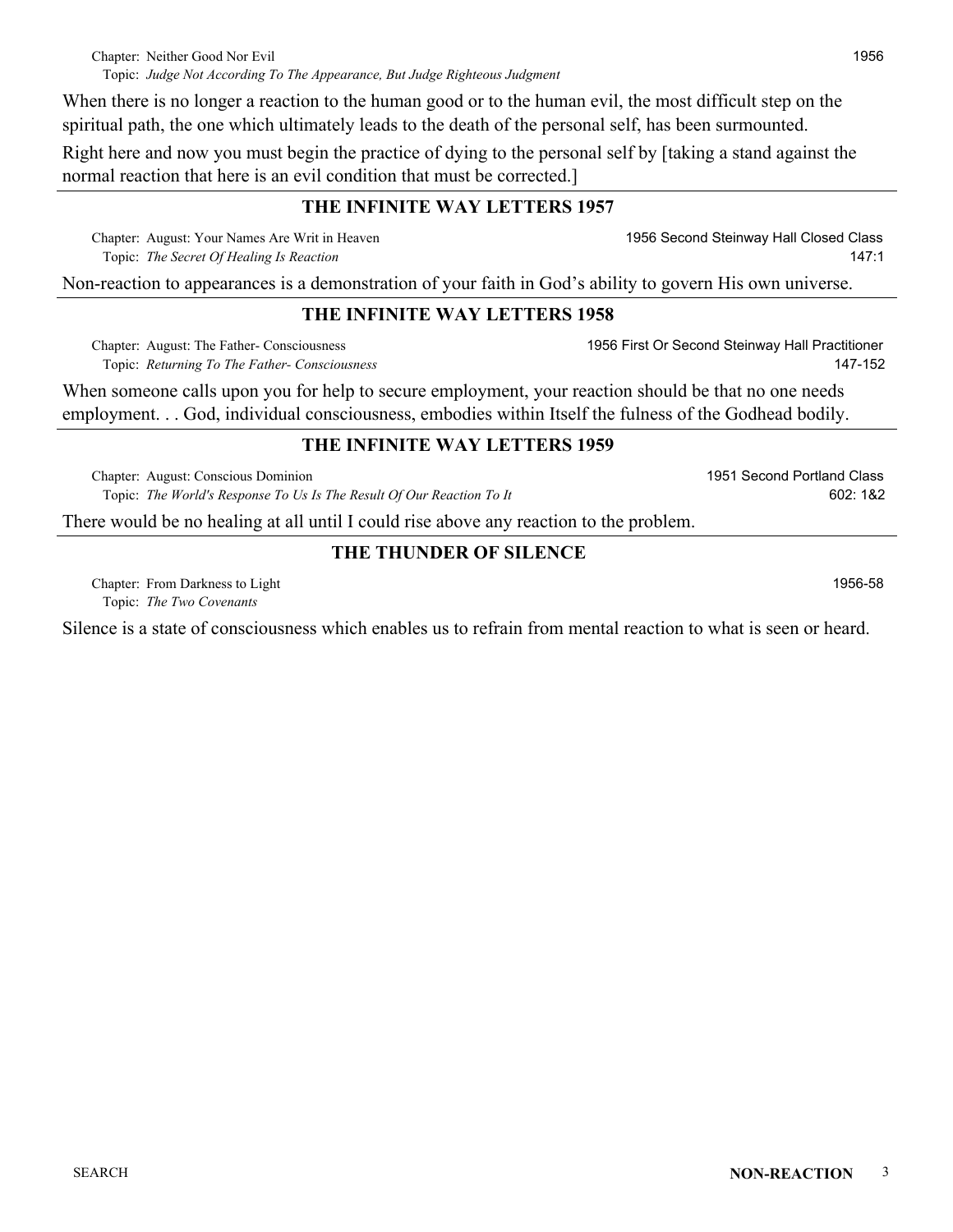Chapter: Neither Good Nor Evil — 1956

Topic: *Judge Not According To The Appearance, But Judge Righteous Judgment*

When there is no longer a reaction to the human good or to the human evil, the most difficult step on the spiritual path, the one which ultimately leads to the death of the personal self, has been surmounted.

Right here and now you must begin the practice of dying to the personal self by [taking a stand against the normal reaction that here is an evil condition that must be corrected.]

---

## THE INFINITE WAY LETTERS 1957

Chapter: August: Your Names Are Writ in Heaven — 1956 Second Steinway Hall Closed Class

Topic: *The Secret Of Healing Is Reaction* — 147:1

Non-reaction to appearances is a demonstration of your faith in God's ability to govern His own universe.

---

## THE INFINITE WAY LETTERS 1958

Chapter: August: The Father- Consciousness — 1956 First Or Second Steinway Hall Practitioner

Topic: *Returning To The Father- Consciousness* — 147-152

When someone calls upon you for help to secure employment, your reaction should be that no one needs employment. . . God, individual consciousness, embodies within Itself the fulness of the Godhead bodily.

---

## THE INFINITE WAY LETTERS 1959

Chapter: August: Conscious Dominion — 1951 Second Portland Class

Topic: *The World's Response To Us Is The Result Of Our Reaction To It* — 602: 1&2

There would be no healing at all until I could rise above any reaction to the problem.

---

## THE THUNDER OF SILENCE

Chapter: From Darkness to Light — 1956-58

Topic: *The Two Covenants*

Silence is a state of consciousness which enables us to refrain from mental reaction to what is seen or heard.